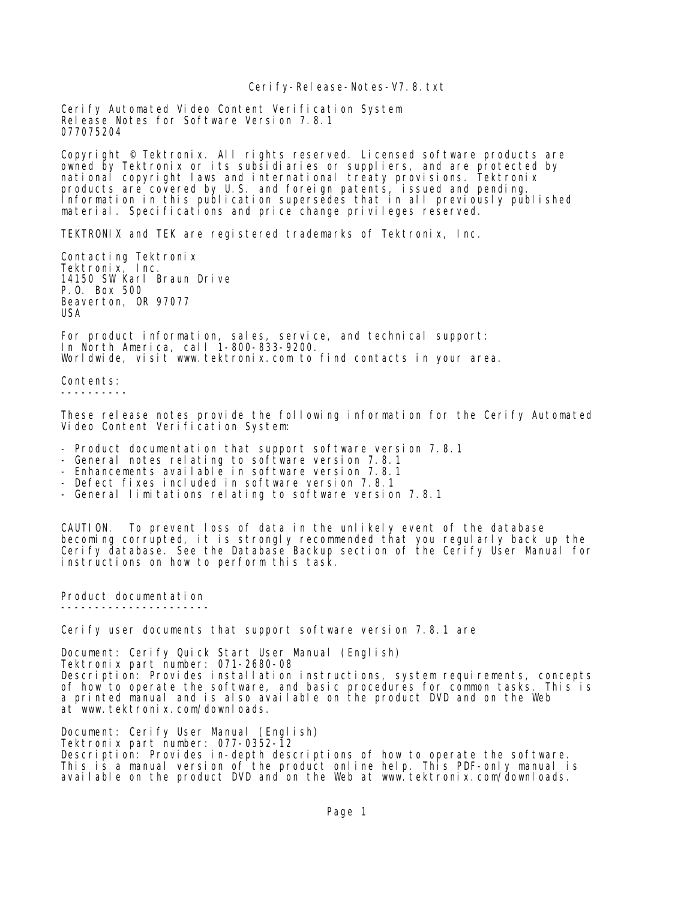Cerify Automated Video Content Verification System
Release Notes for Software Version 7.8.1
077075204

Copyright © Tektronix. All rights reserved. Licensed software products are owned by Tektronix or its subsidiaries or suppliers, and are protected by national copyright laws and international treaty provisions. Tektronix products are covered by U.S. and foreign patents, issued and pending. Information in this publication supersedes that in all previously published material. Specifications and price change privileges reserved.

TEKTRONIX and TEK are registered trademarks of Tektronix, Inc.

Contacting Tektronix
Tektronix, Inc.
14150 SW Karl Braun Drive
P.O. Box 500
Beaverton, OR 97077
USA

For product information, sales, service, and technical support:
In North America, call 1-800-833-9200.
Worldwide, visit www.tektronix.com to find contacts in your area.

## Contents:

These release notes provide the following information for the Cerify Automated Video Content Verification System:

- Product documentation that support software version 7.8.1
- General notes relating to software version 7.8.1
- Enhancements available in software version 7.8.1
- Defect fixes included in software version 7.8.1
- General limitations relating to software version 7.8.1

CAUTION. To prevent loss of data in the unlikely event of the database becoming corrupted, it is strongly recommended that you regularly back up the Cerify database. See the Database Backup section of the Cerify User Manual for instructions on how to perform this task.

## Product documentation

Cerify user documents that support software version 7.8.1 are

Document: Cerify Quick Start User Manual (English)
Tektronix part number: 071-2680-08
Description: Provides installation instructions, system requirements, concepts of how to operate the software, and basic procedures for common tasks. This is a printed manual and is also available on the product DVD and on the Web at www.tektronix.com/downloads.

Document: Cerify User Manual (English)
Tektronix part number: 077-0352-12
Description: Provides in-depth descriptions of how to operate the software. This is a manual version of the product online help. This PDF-only manual is available on the product DVD and on the Web at www.tektronix.com/downloads.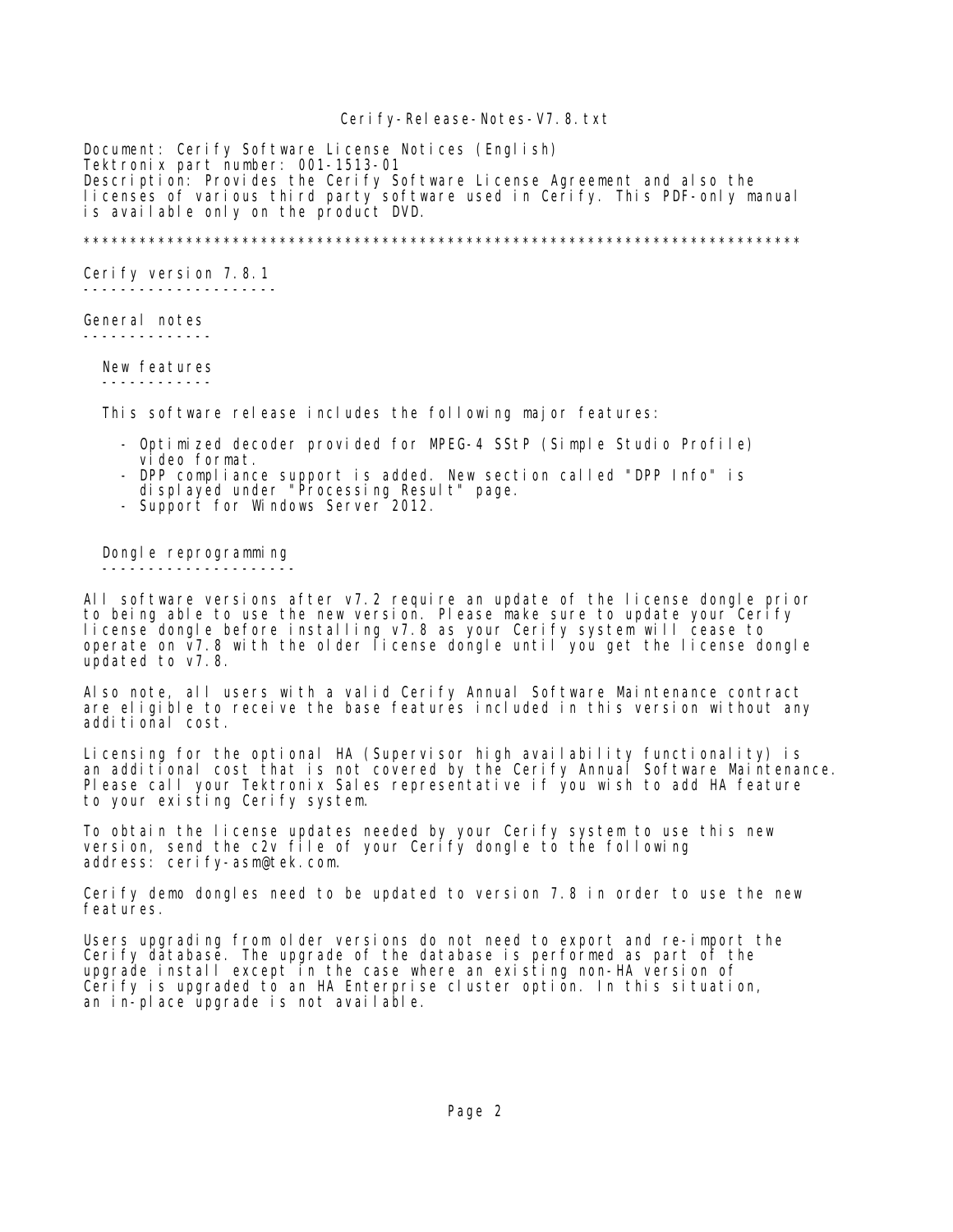Document: Cerify Software License Notices (English)
Tektronix part number: 001-1513-01
Description: Provides the Cerify Software License Agreement and also the licenses of various third party software used in Cerify. This PDF-only manual is available only on the product DVD.

*******************************************************************************

## Cerify version 7.8.1

### General notes

#### New features

This software release includes the following major features:

- Optimized decoder provided for MPEG-4 SStP (Simple Studio Profile) video format.
- DPP compliance support is added. New section called "DPP Info" is displayed under "Processing Result" page.
- Support for Windows Server 2012.

#### Dongle reprogramming

All software versions after v7.2 require an update of the license dongle prior to being able to use the new version. Please make sure to update your Cerify license dongle before installing v7.8 as your Cerify system will cease to operate on v7.8 with the older license dongle until you get the license dongle updated to v7.8.

Also note, all users with a valid Cerify Annual Software Maintenance contract are eligible to receive the base features included in this version without any additional cost.

Licensing for the optional HA (Supervisor high availability functionality) is an additional cost that is not covered by the Cerify Annual Software Maintenance. Please call your Tektronix Sales representative if you wish to add HA feature to your existing Cerify system.

To obtain the license updates needed by your Cerify system to use this new version, send the c2v file of your Cerify dongle to the following address: cerify-asm@tek.com.

Cerify demo dongles need to be updated to version 7.8 in order to use the new features.

Users upgrading from older versions do not need to export and re-import the Cerify database. The upgrade of the database is performed as part of the upgrade install except in the case where an existing non-HA version of Cerify is upgraded to an HA Enterprise cluster option. In this situation, an in-place upgrade is not available.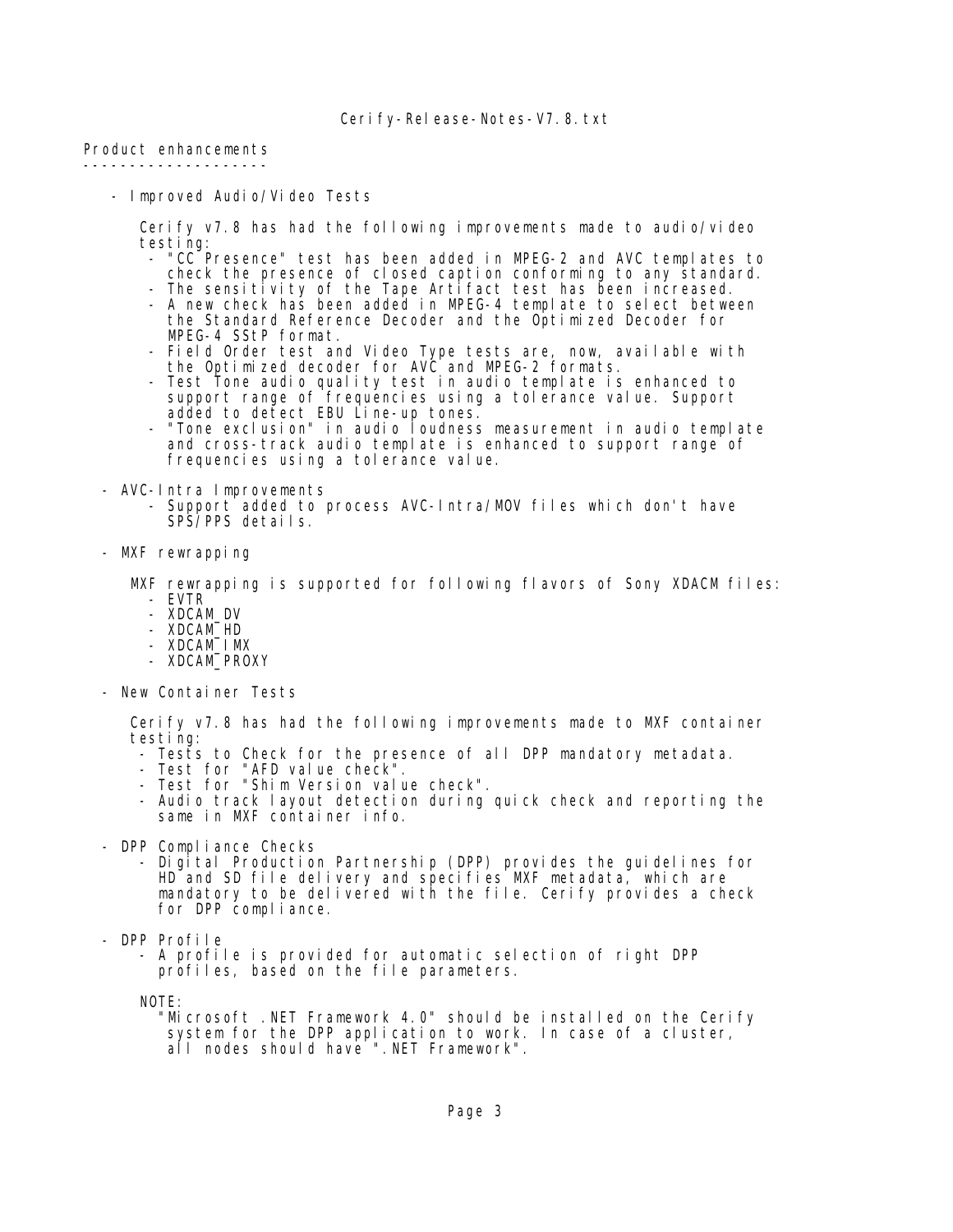## Product enhancements

- Improved Audio/Video Tests

  Cerify v7.8 has had the following improvements made to audio/video testing:
  - "CC Presence" test has been added in MPEG-2 and AVC templates to check the presence of closed caption conforming to any standard.
  - The sensitivity of the Tape Artifact test has been increased.
  - A new check has been added in MPEG-4 template to select between the Standard Reference Decoder and the Optimized Decoder for MPEG-4 SStP format.
  - Field Order test and Video Type tests are, now, available with the Optimized decoder for AVC and MPEG-2 formats.
  - Test Tone audio quality test in audio template is enhanced to support range of frequencies using a tolerance value. Support added to detect EBU Line-up tones.
  - "Tone exclusion" in audio loudness measurement in audio template and cross-track audio template is enhanced to support range of frequencies using a tolerance value.

- AVC-Intra Improvements
  - Support added to process AVC-Intra/MOV files which don't have SPS/PPS details.

- MXF rewrapping

  MXF rewrapping is supported for following flavors of Sony XDACM files:
  - EVTR
  - XDCAM_DV
  - XDCAM_HD
  - XDCAM_IMX
  - XDCAM_PROXY

- New Container Tests

  Cerify v7.8 has had the following improvements made to MXF container testing:
  - Tests to Check for the presence of all DPP mandatory metadata.
  - Test for "AFD value check".
  - Test for "Shim Version value check".
  - Audio track layout detection during quick check and reporting the same in MXF container info.

- DPP Compliance Checks
  - Digital Production Partnership (DPP) provides the guidelines for HD and SD file delivery and specifies MXF metadata, which are mandatory to be delivered with the file. Cerify provides a check for DPP compliance.

- DPP Profile
  - A profile is provided for automatic selection of right DPP profiles, based on the file parameters.

  NOTE:
  "Microsoft .NET Framework 4.0" should be installed on the Cerify system for the DPP application to work. In case of a cluster, all nodes should have ".NET Framework".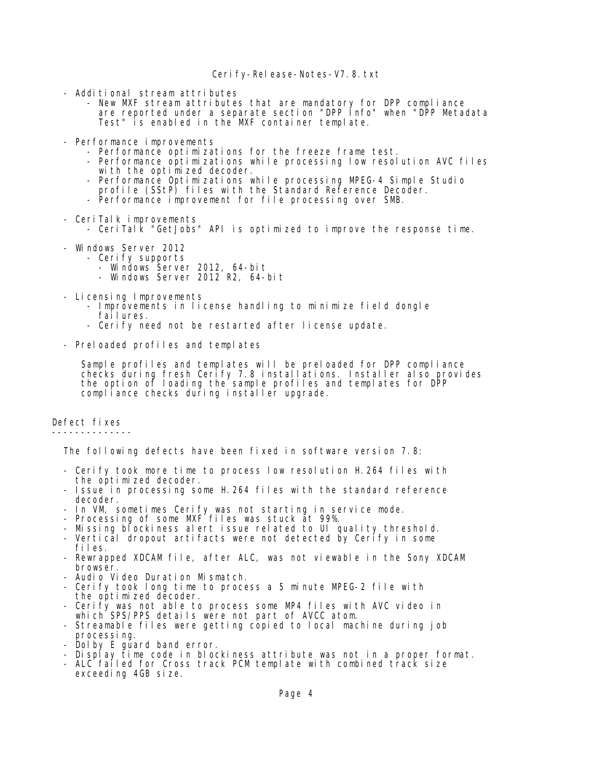- Additional stream attributes
    - New MXF stream attributes that are mandatory for DPP compliance are reported under a separate section "DPP Info" when "DPP Metadata Test" is enabled in the MXF container template.

- Performance improvements
    - Performance optimizations for the freeze frame test.
    - Performance optimizations while processing low resolution AVC files with the optimized decoder.
    - Performance Optimizations while processing MPEG-4 Simple Studio profile (SStP) files with the Standard Reference Decoder.
    - Performance improvement for file processing over SMB.

- CeriTalk improvements
    - CeriTalk "GetJobs" API is optimized to improve the response time.

- Windows Server 2012
    - Cerify supports
        - Windows Server 2012, 64-bit
        - Windows Server 2012 R2, 64-bit

- Licensing Improvements
    - Improvements in license handling to minimize field dongle failures.
    - Cerify need not be restarted after license update.

- Preloaded profiles and templates

  Sample profiles and templates will be preloaded for DPP compliance checks during fresh Cerify 7.8 installations. Installer also provides the option of loading the sample profiles and templates for DPP compliance checks during installer upgrade.

## Defect fixes

The following defects have been fixed in software version 7.8:

- Cerify took more time to process low resolution H.264 files with the optimized decoder.
- Issue in processing some H.264 files with the standard reference decoder.
- In VM, sometimes Cerify was not starting in service mode.
- Processing of some MXF files was stuck at 99%.
- Missing blockiness alert issue related to UI quality threshold.
- Vertical dropout artifacts were not detected by Cerify in some files.
- Rewrapped XDCAM file, after ALC, was not viewable in the Sony XDCAM browser.
- Audio Video Duration Mismatch.
- Cerify took long time to process a 5 minute MPEG-2 file with the optimized decoder.
- Cerify was not able to process some MP4 files with AVC video in which SPS/PPS details were not part of AVCC atom.
- Streamable files were getting copied to local machine during job processing.
- Dolby E guard band error.
- Display time code in blockiness attribute was not in a proper format.
- ALC failed for Cross track PCM template with combined track size exceeding 4GB size.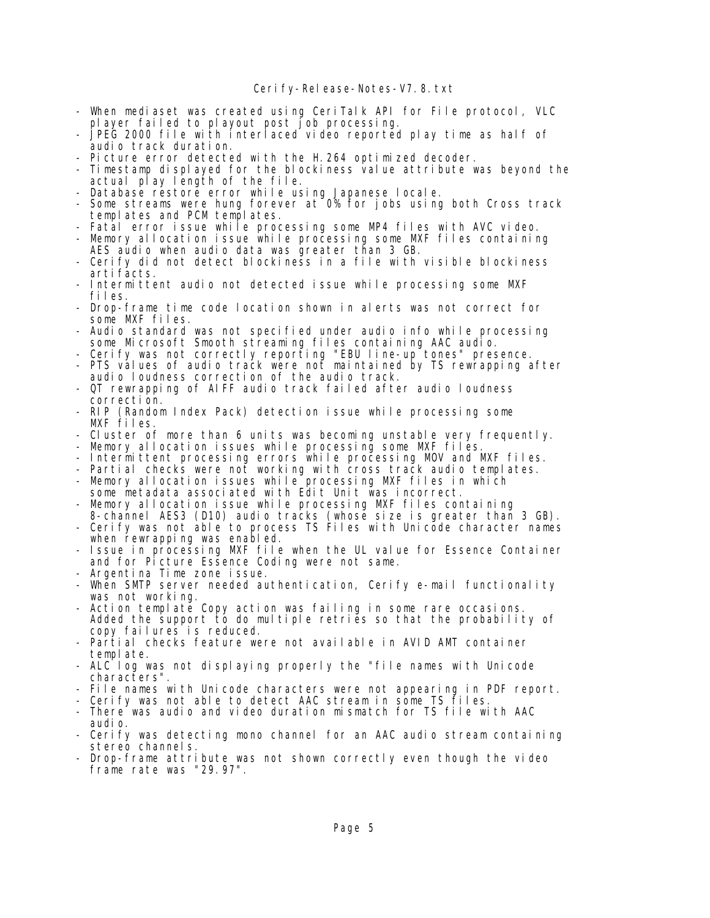- When mediaset was created using CeriTalk API for File protocol, VLC player failed to playout post job processing.
- JPEG 2000 file with interlaced video reported play time as half of audio track duration.
- Picture error detected with the H.264 optimized decoder.
- Timestamp displayed for the blockiness value attribute was beyond the actual play length of the file.
- Database restore error while using Japanese locale.
- Some streams were hung forever at 0% for jobs using both Cross track templates and PCM templates.
- Fatal error issue while processing some MP4 files with AVC video.
- Memory allocation issue while processing some MXF files containing AES audio when audio data was greater than 3 GB.
- Cerify did not detect blockiness in a file with visible blockiness artifacts.
- Intermittent audio not detected issue while processing some MXF files.
- Drop-frame time code location shown in alerts was not correct for some MXF files.
- Audio standard was not specified under audio info while processing some Microsoft Smooth streaming files containing AAC audio.
- Cerify was not correctly reporting "EBU line-up tones" presence.
- PTS values of audio track were not maintained by TS rewrapping after audio loudness correction of the audio track.
- QT rewrapping of AIFF audio track failed after audio loudness correction.
- RIP (Random Index Pack) detection issue while processing some MXF files.
- Cluster of more than 6 units was becoming unstable very frequently.
- Memory allocation issues while processing some MXF files.
- Intermittent processing errors while processing MOV and MXF files.
- Partial checks were not working with cross track audio templates.
- Memory allocation issues while processing MXF files in which some metadata associated with Edit Unit was incorrect.
- Memory allocation issue while processing MXF files containing 8-channel AES3 (D10) audio tracks (whose size is greater than 3 GB).
- Cerify was not able to process TS Files with Unicode character names when rewrapping was enabled.
- Issue in processing MXF file when the UL value for Essence Container and for Picture Essence Coding were not same.
- Argentina Time zone issue.
- When SMTP server needed authentication, Cerify e-mail functionality was not working.
- Action template Copy action was failing in some rare occasions. Added the support to do multiple retries so that the probability of copy failures is reduced.
- Partial checks feature were not available in AVID AMT container template.
- ALC log was not displaying properly the "file names with Unicode characters".
- File names with Unicode characters were not appearing in PDF report.
- Cerify was not able to detect AAC stream in some TS files.
- There was audio and video duration mismatch for TS file with AAC audio.
- Cerify was detecting mono channel for an AAC audio stream containing stereo channels.
- Drop-frame attribute was not shown correctly even though the video frame rate was "29.97".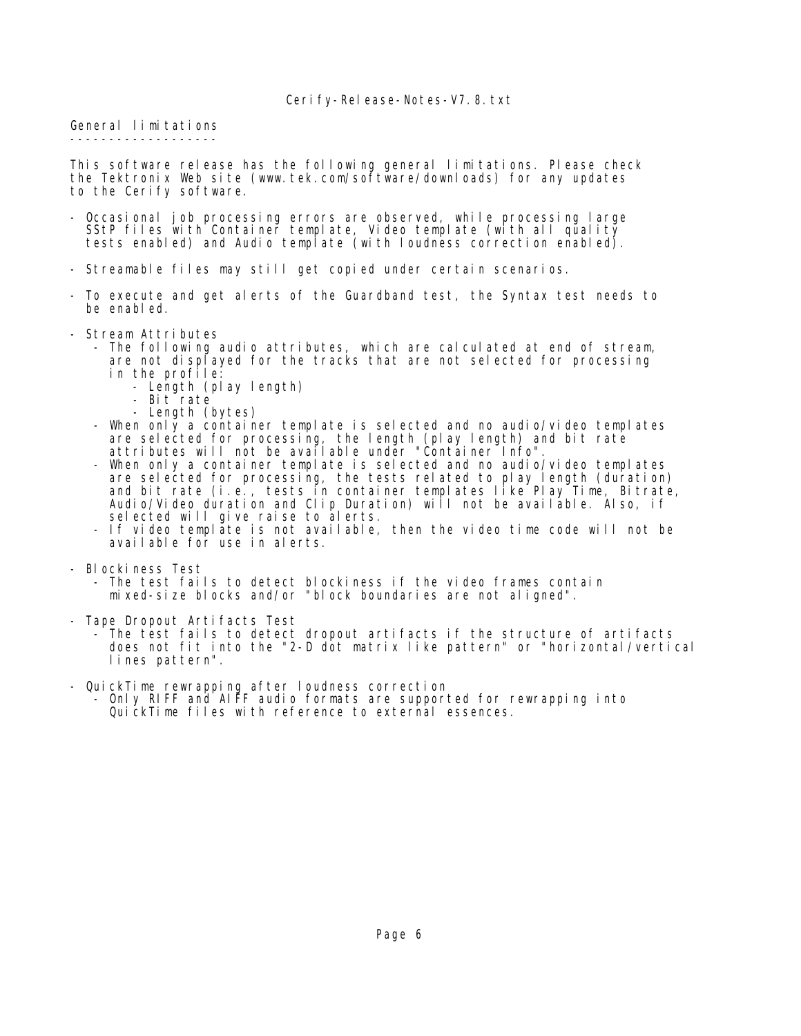## General limitations

This software release has the following general limitations. Please check the Tektronix Web site (www.tek.com/software/downloads) for any updates to the Cerify software.

- Occasional job processing errors are observed, while processing large SStP files with Container template, Video template (with all quality tests enabled) and Audio template (with loudness correction enabled).

- Streamable files may still get copied under certain scenarios.

- To execute and get alerts of the Guardband test, the Syntax test needs to be enabled.

- Stream Attributes
  - The following audio attributes, which are calculated at end of stream, are not displayed for the tracks that are not selected for processing in the profile:
    - Length (play length)
    - Bit rate
    - Length (bytes)
  - When only a container template is selected and no audio/video templates are selected for processing, the length (play length) and bit rate attributes will not be available under "Container Info".
  - When only a container template is selected and no audio/video templates are selected for processing, the tests related to play length (duration) and bit rate (i.e., tests in container templates like Play Time, Bitrate, Audio/Video duration and Clip Duration) will not be available. Also, if selected will give raise to alerts.
  - If video template is not available, then the video time code will not be available for use in alerts.

- Blockiness Test
  - The test fails to detect blockiness if the video frames contain mixed-size blocks and/or "block boundaries are not aligned".

- Tape Dropout Artifacts Test
  - The test fails to detect dropout artifacts if the structure of artifacts does not fit into the "2-D dot matrix like pattern" or "horizontal/vertical lines pattern".

- QuickTime rewrapping after loudness correction
  - Only RIFF and AIFF audio formats are supported for rewrapping into QuickTime files with reference to external essences.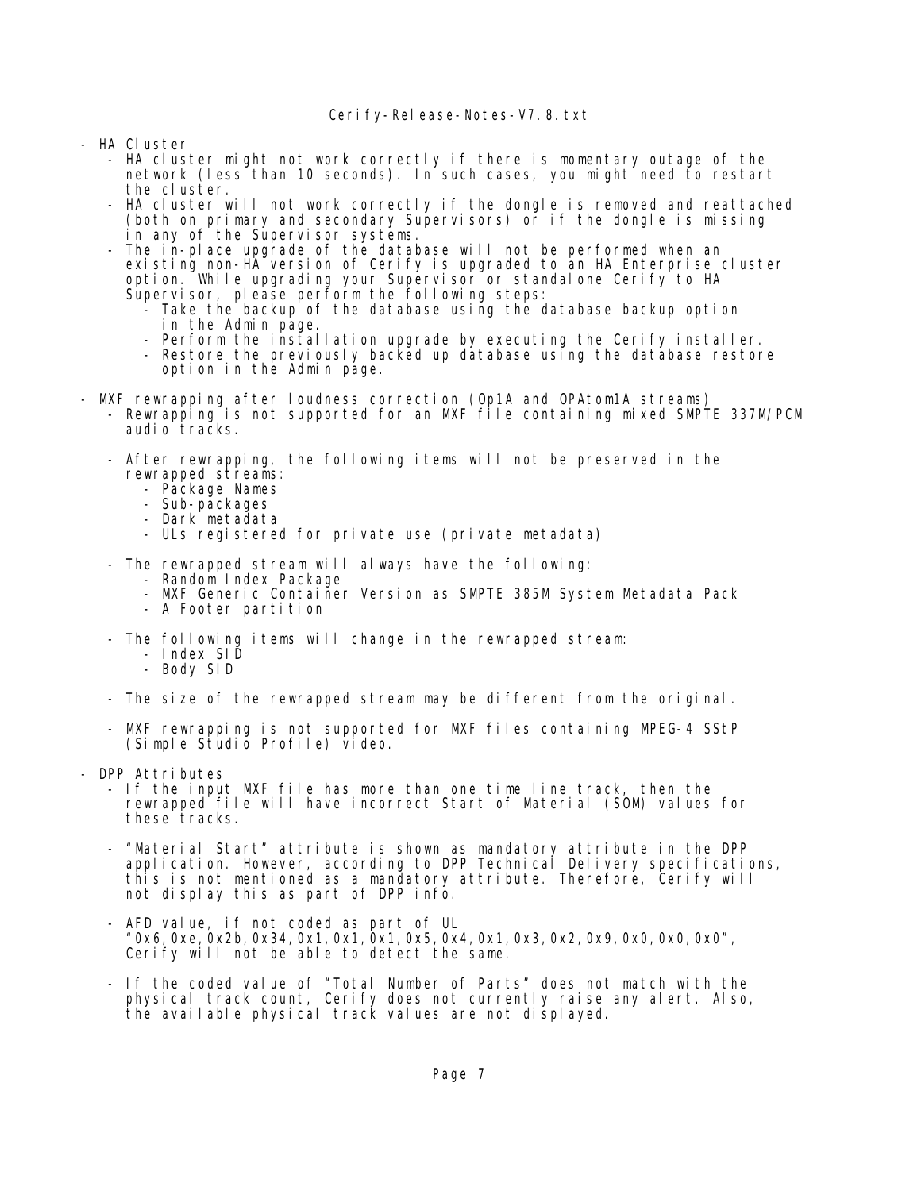- HA Cluster
  - HA cluster might not work correctly if there is momentary outage of the network (less than 10 seconds). In such cases, you might need to restart the cluster.
  - HA cluster will not work correctly if the dongle is removed and reattached (both on primary and secondary Supervisors) or if the dongle is missing in any of the Supervisor systems.
  - The in-place upgrade of the database will not be performed when an existing non-HA version of Cerify is upgraded to an HA Enterprise cluster option. While upgrading your Supervisor or standalone Cerify to HA Supervisor, please perform the following steps:
    - Take the backup of the database using the database backup option in the Admin page.
    - Perform the installation upgrade by executing the Cerify installer.
    - Restore the previously backed up database using the database restore option in the Admin page.

- MXF rewrapping after loudness correction (Op1A and OPAtom1A streams)
  - Rewrapping is not supported for an MXF file containing mixed SMPTE 337M/PCM audio tracks.

  - After rewrapping, the following items will not be preserved in the rewrapped streams:
    - Package Names
    - Sub-packages
    - Dark metadata
    - ULs registered for private use (private metadata)

  - The rewrapped stream will always have the following:
    - Random Index Package
    - MXF Generic Container Version as SMPTE 385M System Metadata Pack
    - A Footer partition

  - The following items will change in the rewrapped stream:
    - Index SID
    - Body SID

  - The size of the rewrapped stream may be different from the original.

  - MXF rewrapping is not supported for MXF files containing MPEG-4 SStP (Simple Studio Profile) video.

- DPP Attributes
  - If the input MXF file has more than one time line track, then the rewrapped file will have incorrect Start of Material (SOM) values for these tracks.

  - "Material Start" attribute is shown as mandatory attribute in the DPP application. However, according to DPP Technical Delivery specifications, this is not mentioned as a mandatory attribute. Therefore, Cerify will not display this as part of DPP info.

  - AFD value, if not coded as part of UL "0x6,0xe,0x2b,0x34,0x1,0x1,0x1,0x5,0x4,0x1,0x3,0x2,0x9,0x0,0x0,0x0", Cerify will not be able to detect the same.

  - If the coded value of "Total Number of Parts" does not match with the physical track count, Cerify does not currently raise any alert. Also, the available physical track values are not displayed.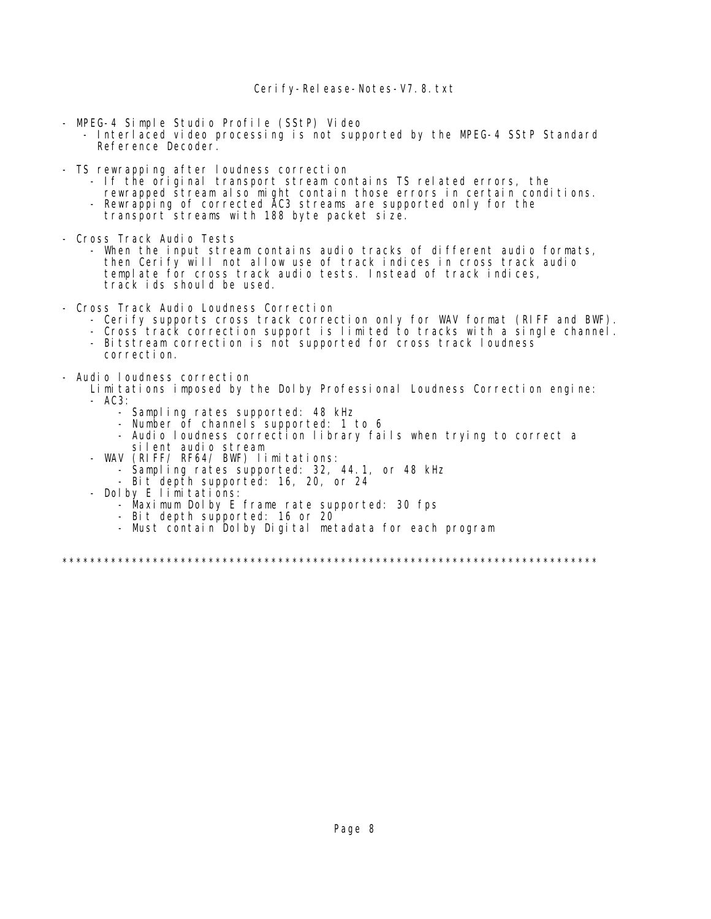- MPEG-4 Simple Studio Profile (SStP) Video
  - Interlaced video processing is not supported by the MPEG-4 SStP Standard Reference Decoder.

- TS rewrapping after loudness correction
  - If the original transport stream contains TS related errors, the rewrapped stream also might contain those errors in certain conditions.
  - Rewrapping of corrected AC3 streams are supported only for the transport streams with 188 byte packet size.

- Cross Track Audio Tests
  - When the input stream contains audio tracks of different audio formats, then Cerify will not allow use of track indices in cross track audio template for cross track audio tests. Instead of track indices, track ids should be used.

- Cross Track Audio Loudness Correction
  - Cerify supports cross track correction only for WAV format (RIFF and BWF).
  - Cross track correction support is limited to tracks with a single channel.
  - Bitstream correction is not supported for cross track loudness correction.

- Audio loudness correction
  Limitations imposed by the Dolby Professional Loudness Correction engine:
  - AC3:
    - Sampling rates supported: 48 kHz
    - Number of channels supported: 1 to 6
    - Audio loudness correction library fails when trying to correct a silent audio stream
  - WAV (RIFF/ RF64/ BWF) limitations:
    - Sampling rates supported: 32, 44.1, or 48 kHz
    - Bit depth supported: 16, 20, or 24
  - Dolby E limitations:
    - Maximum Dolby E frame rate supported: 30 fps
    - Bit depth supported: 16 or 20
    - Must contain Dolby Digital metadata for each program

*******************************************************************************